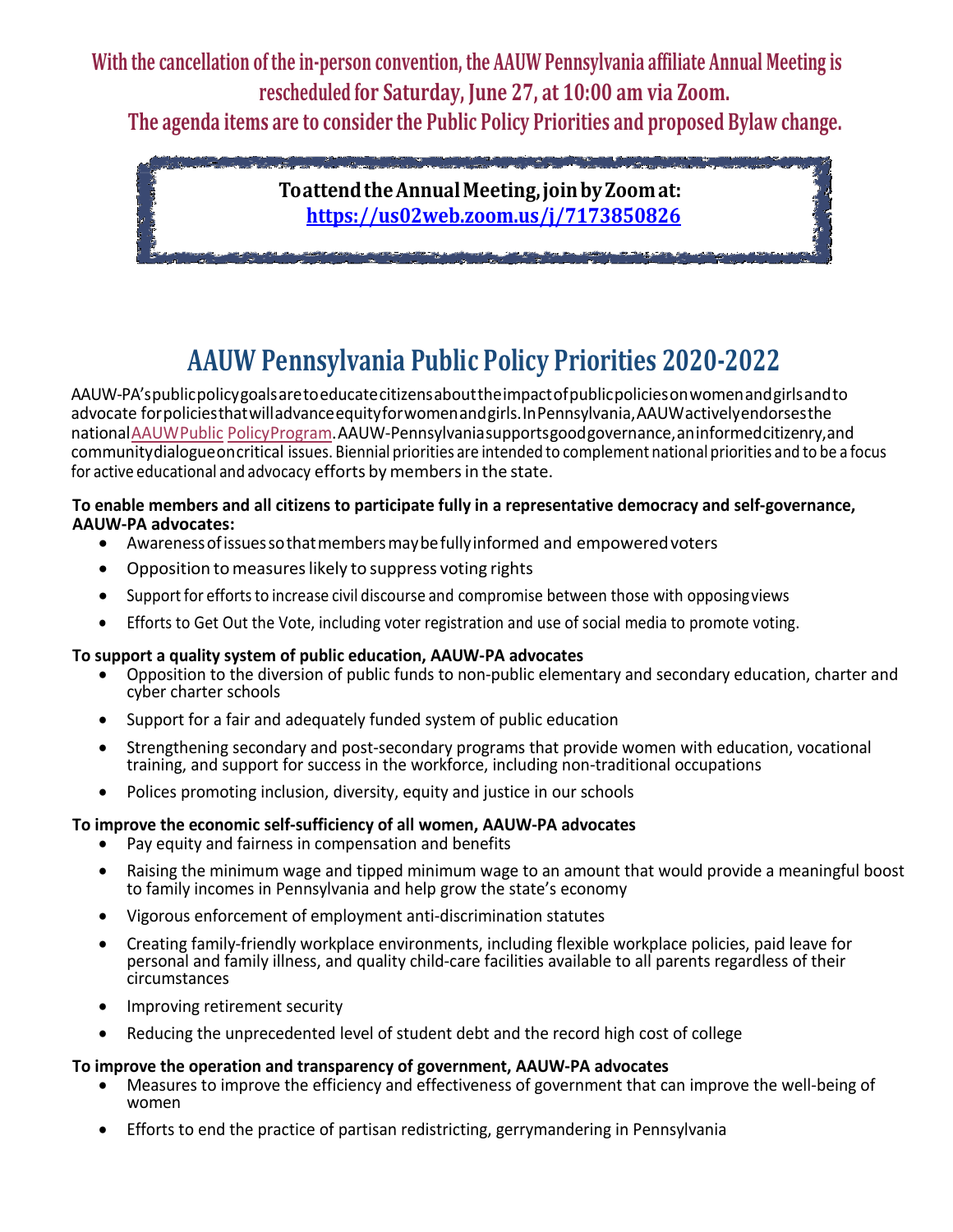**With the cancellation of the in-person convention, the AAUW Pennsylvania affiliate Annual Meeting is rescheduled for Saturday, June 27, at 10:00 am via Zoom.**

**The agenda items are to consider the Public Policy Priorities and proposed Bylaw change.**

**To attend the Annual Meeting, join by Zoom at:**
**https://us02web.zoom.us/j/7173850826**

# AAUW Pennsylvania Public Policy Priorities 2020-2022

AAUW-PA's public policy goals are to educate citizens about the impact of public policies on women and girls and to advocate for policies that will advance equity for women and girls. In Pennsylvania, AAUW actively endorses the national AAUW Public Policy Program. AAUW-Pennsylvania supports good governance, an informed citizenry, and community dialogue on critical issues. Biennial priorities are intended to complement national priorities and to be a focus for active educational and advocacy efforts by members in the state.

**To enable members and all citizens to participate fully in a representative democracy and self-governance, AAUW-PA advocates:**

- Awareness of issues so that members may be fully informed and empowered voters
- Opposition to measures likely to suppress voting rights
- Support for efforts to increase civil discourse and compromise between those with opposing views
- Efforts to Get Out the Vote, including voter registration and use of social media to promote voting.

**To support a quality system of public education, AAUW-PA advocates**

- Opposition to the diversion of public funds to non-public elementary and secondary education, charter and cyber charter schools
- Support for a fair and adequately funded system of public education
- Strengthening secondary and post-secondary programs that provide women with education, vocational training, and support for success in the workforce, including non-traditional occupations
- Polices promoting inclusion, diversity, equity and justice in our schools

**To improve the economic self-sufficiency of all women, AAUW-PA advocates**

- Pay equity and fairness in compensation and benefits
- Raising the minimum wage and tipped minimum wage to an amount that would provide a meaningful boost to family incomes in Pennsylvania and help grow the state's economy
- Vigorous enforcement of employment anti-discrimination statutes
- Creating family-friendly workplace environments, including flexible workplace policies, paid leave for personal and family illness, and quality child-care facilities available to all parents regardless of their circumstances
- Improving retirement security
- Reducing the unprecedented level of student debt and the record high cost of college

**To improve the operation and transparency of government, AAUW-PA advocates**

- Measures to improve the efficiency and effectiveness of government that can improve the well-being of women
- Efforts to end the practice of partisan redistricting, gerrymandering in Pennsylvania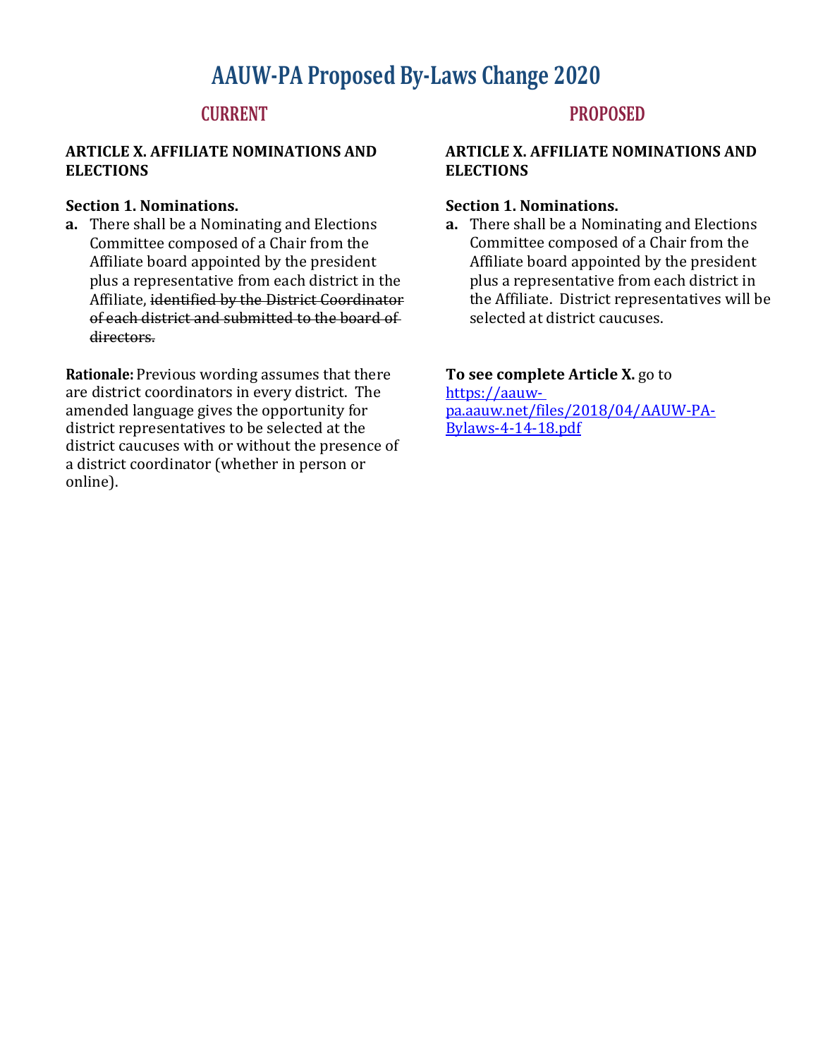# AAUW-PA Proposed By-Laws Change 2020

## CURRENT

**ARTICLE X. AFFILIATE NOMINATIONS AND ELECTIONS**

**Section 1. Nominations.**

**a.** There shall be a Nominating and Elections Committee composed of a Chair from the Affiliate board appointed by the president plus a representative from each district in the Affiliate, ~~identified by the District Coordinator of each district and submitted to the board of directors.~~

**Rationale:** Previous wording assumes that there are district coordinators in every district. The amended language gives the opportunity for district representatives to be selected at the district caucuses with or without the presence of a district coordinator (whether in person or online).

## PROPOSED

**ARTICLE X. AFFILIATE NOMINATIONS AND ELECTIONS**

**Section 1. Nominations.**

**a.** There shall be a Nominating and Elections Committee composed of a Chair from the Affiliate board appointed by the president plus a representative from each district in the Affiliate. District representatives will be selected at district caucuses.

**To see complete Article X.** go to [https://aauw-pa.aauw.net/files/2018/04/AAUW-PA-Bylaws-4-14-18.pdf](https://aauw-pa.aauw.net/files/2018/04/AAUW-PA-Bylaws-4-14-18.pdf)